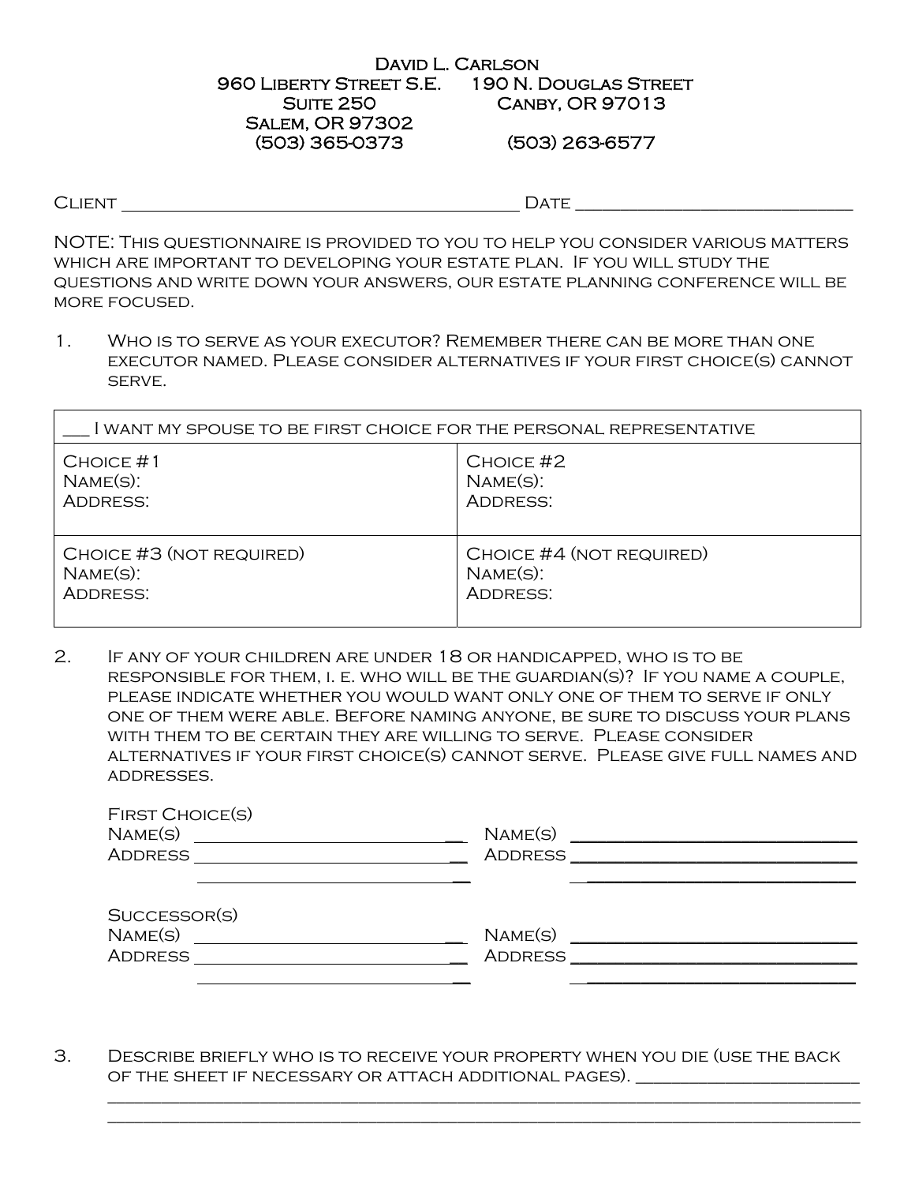David L. Carlson

960 Liberty Street S.E.
Suite 250
Salem, OR 97302
(503) 365-0373

190 N. Douglas Street
Canby, OR 97013
(503) 263-6577

Client ________________________________________ Date ____________________________

NOTE: This questionnaire is provided to you to help you consider various matters which are important to developing your estate plan. If you will study the questions and write down your answers, our estate planning conference will be more focused.

1. Who is to serve as your executor? Remember there can be more than one executor named. Please consider alternatives if your first choice(s) cannot serve.

| ___ I want my spouse to be first choice for the personal representative | |
|---|---|
| Choice #1<br>Name(s):<br>Address: | Choice #2<br>Name(s):<br>Address: |
| Choice #3 (not required)<br>Name(s):<br>Address: | Choice #4 (not required)<br>Name(s):<br>Address: |

2. If any of your children are under 18 or handicapped, who is to be responsible for them, i. e. who will be the guardian(s)? If you name a couple, please indicate whether you would want only one of them to serve if only one of them were able. Before naming anyone, be sure to discuss your plans with them to be certain they are willing to serve. Please consider alternatives if your first choice(s) cannot serve. Please give full names and addresses.

First Choice(s)

Name(s) ____________________________ Name(s) ____________________________
Address ____________________________ Address ____________________________
____________________________ ____________________________

Successor(s)

Name(s) ____________________________ Name(s) ____________________________
Address ____________________________ Address ____________________________
____________________________ ____________________________

3. Describe briefly who is to receive your property when you die (use the back of the sheet if necessary or attach additional pages). ________________________
______________________________________________________________________________
______________________________________________________________________________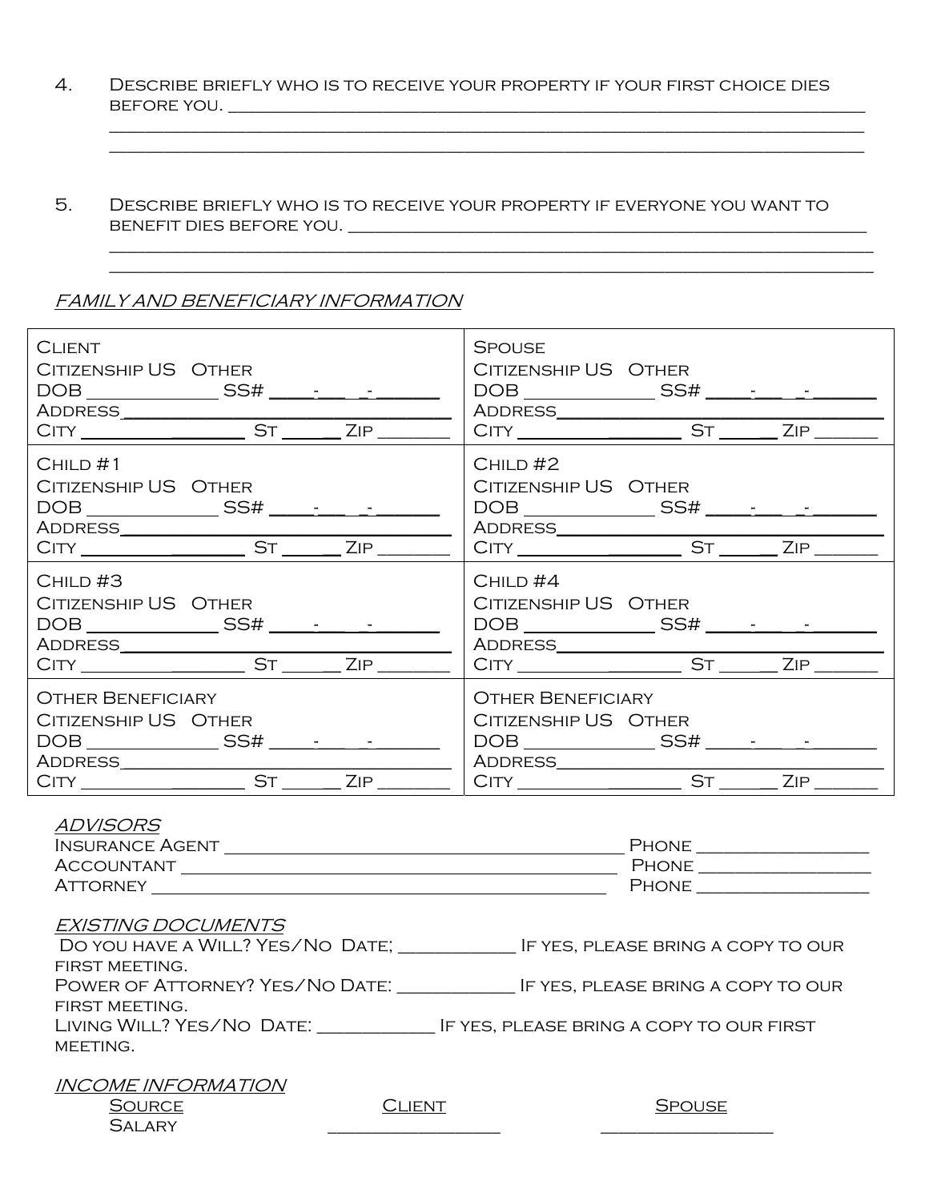4. Describe briefly who is to receive your property if your first choice dies before you. ____________________________________________________________
______________________________________________________________________________
______________________________________________________________________________

5. Describe briefly who is to receive your property if everyone you want to benefit dies before you. ______________________________________________________
______________________________________________________________________________
______________________________________________________________________________

*FAMILY AND BENEFICIARY INFORMATION*

| | |
|---|---|
| Client<br>Citizenship US Other<br>DOB ____________ SS# ____-___-______<br>Address________________________________<br>City ________________ St _____ Zip _______ | Spouse<br>Citizenship US Other<br>DOB ____________ SS# ____-___-______<br>Address________________________________<br>City ________________ St _____ Zip ______ |
| Child #1<br>Citizenship US Other<br>DOB ____________ SS# ____-___-______<br>Address________________________________<br>City ________________ St _____ Zip _______ | Child #2<br>Citizenship US Other<br>DOB ____________ SS# ____-___-______<br>Address________________________________<br>City ________________ St _____ Zip ______ |
| Child #3<br>Citizenship US Other<br>DOB ____________ SS# ____-___-______<br>Address________________________________<br>City ________________ St _____ Zip _______ | Child #4<br>Citizenship US Other<br>DOB ____________ SS# ____-___-______<br>Address________________________________<br>City ________________ St _____ Zip ______ |
| Other Beneficiary<br>Citizenship US Other<br>DOB ____________ SS# ____-___-______<br>Address________________________________<br>City ________________ St _____ Zip _______ | Other Beneficiary<br>Citizenship US Other<br>DOB ____________ SS# ____-___-______<br>Address________________________________<br>City ________________ St _____ Zip ______ |

*ADVISORS*

Insurance Agent ________________________________________ Phone ________________
Accountant ___________________________________________ Phone ________________
Attorney _____________________________________________ Phone ________________

*EXISTING DOCUMENTS*

Do you have a Will? Yes/No Date; ___________ If yes, please bring a copy to our first meeting.
Power of Attorney? Yes/No Date: ___________ If yes, please bring a copy to our first meeting.
Living Will? Yes/No Date: ___________ If yes, please bring a copy to our first meeting.

*INCOME INFORMATION*

| Source | Client | Spouse |
|---|---|---|
| Salary | ________________ | ________________ |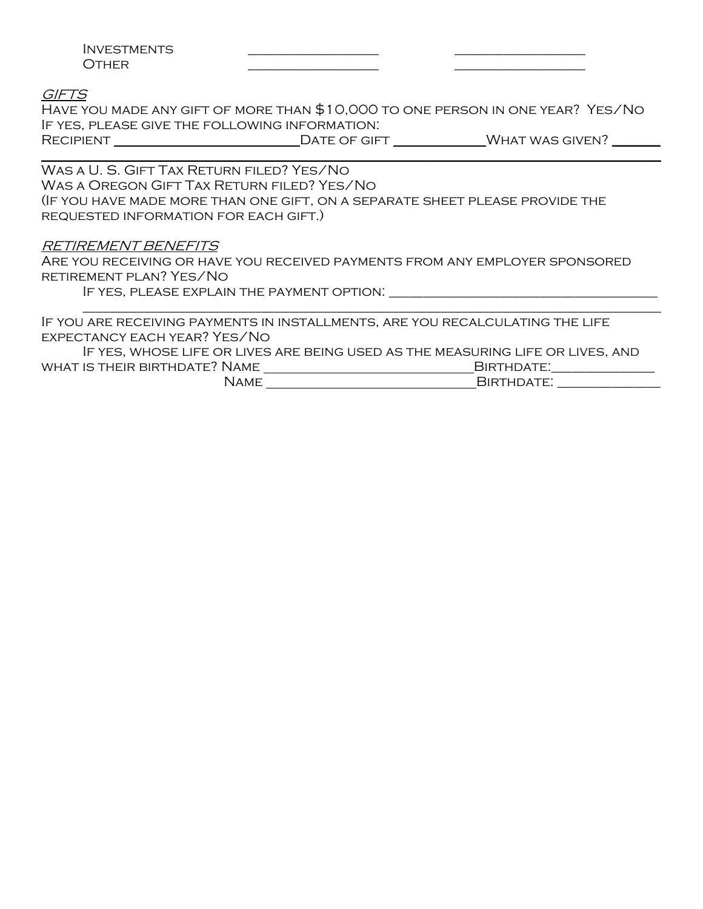Investments \_\_\_\_\_\_\_\_\_\_\_\_\_\_\_\_\_\_ \_\_\_\_\_\_\_\_\_\_\_\_\_\_\_\_\_\_

Other \_\_\_\_\_\_\_\_\_\_\_\_\_\_\_\_\_\_ \_\_\_\_\_\_\_\_\_\_\_\_\_\_\_\_\_\_

*GIFTS*

Have you made any gift of more than $10,000 to one person in one year? Yes/No

If yes, please give the following information:

Recipient \_\_\_\_\_\_\_\_\_\_\_\_\_\_\_\_\_\_\_\_\_\_\_\_\_\_ Date of gift \_\_\_\_\_\_\_\_\_\_\_\_\_ What was given? \_\_\_\_\_\_\_

\_\_\_\_\_\_\_\_\_\_\_\_\_\_\_\_\_\_\_\_\_\_\_\_\_\_\_\_\_\_\_\_\_\_\_\_\_\_\_\_\_\_\_\_\_\_\_\_\_\_\_\_\_\_\_\_\_\_\_\_\_\_\_\_\_\_\_\_\_\_\_\_\_\_\_\_\_\_

Was a U. S. Gift Tax Return filed? Yes/No

Was a Oregon Gift Tax Return filed? Yes/No

(If you have made more than one gift, on a separate sheet please provide the requested information for each gift.)

*RETIREMENT BENEFITS*

Are you receiving or have you received payments from any employer sponsored retirement plan? Yes/No

If yes, please explain the payment option: \_\_\_\_\_\_\_\_\_\_\_\_\_\_\_\_\_\_\_\_\_\_\_\_\_\_\_\_\_\_\_\_\_\_\_\_\_\_\_\_

\_\_\_\_\_\_\_\_\_\_\_\_\_\_\_\_\_\_\_\_\_\_\_\_\_\_\_\_\_\_\_\_\_\_\_\_\_\_\_\_\_\_\_\_\_\_\_\_\_\_\_\_\_\_\_\_\_\_\_\_\_\_\_\_\_\_\_\_\_\_\_\_\_\_\_\_\_\_

If you are receiving payments in installments, are you recalculating the life expectancy each year? Yes/No

If yes, whose life or lives are being used as the measuring life or lives, and what is their birthdate? Name \_\_\_\_\_\_\_\_\_\_\_\_\_\_\_\_\_\_\_\_\_\_\_\_\_\_\_\_\_\_ Birthdate: \_\_\_\_\_\_\_\_\_\_\_\_\_\_\_

Name \_\_\_\_\_\_\_\_\_\_\_\_\_\_\_\_\_\_\_\_\_\_\_\_\_\_\_\_\_\_ Birthdate: \_\_\_\_\_\_\_\_\_\_\_\_\_\_\_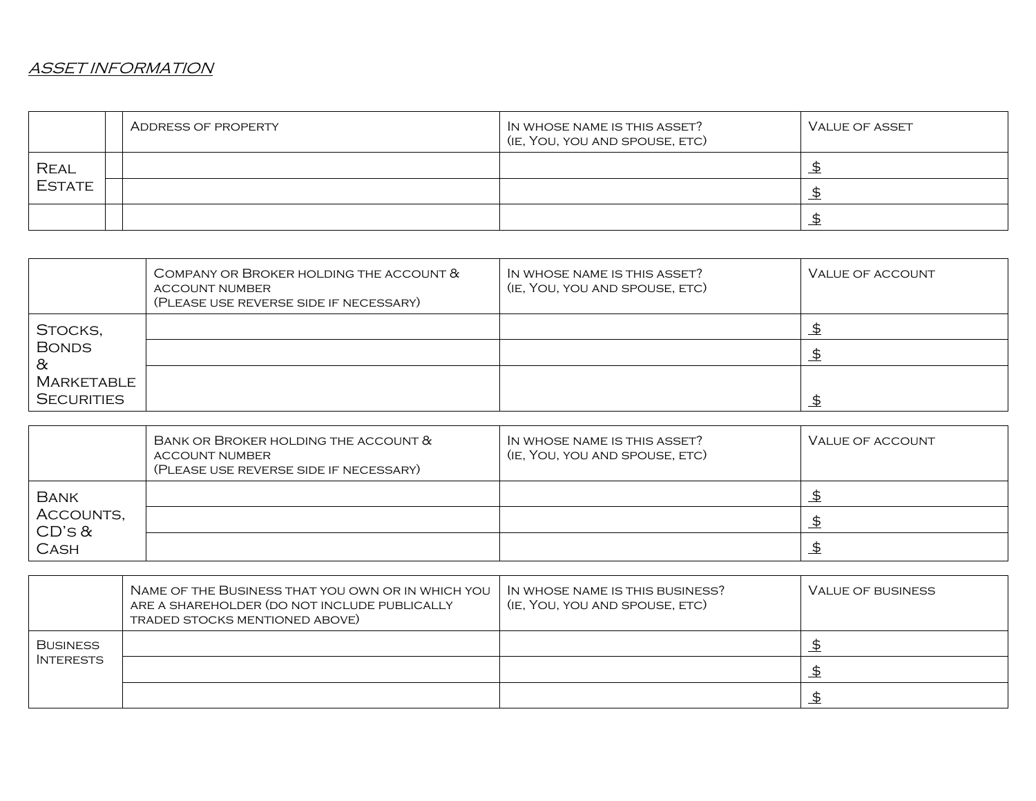*ASSET INFORMATION*

| | | Address of property | In whose name is this asset? (ie, You, you and spouse, etc) | Value of asset |
|---|---|---|---|---|
| Real Estate | | | | $ |
| | | | | $ |
| | | | | $ |

| | Company or Broker holding the account & account number (Please use reverse side if necessary) | In whose name is this asset? (ie, You, you and spouse, etc) | Value of account |
|---|---|---|---|
| Stocks, Bonds & Marketable Securities | | | $ |
| | | | $ |
| | | | $ |

| | Bank or Broker holding the account & account number (Please use reverse side if necessary) | In whose name is this asset? (ie, You, you and spouse, etc) | Value of account |
|---|---|---|---|
| Bank Accounts, CD's & Cash | | | $ |
| | | | $ |
| | | | $ |

| | Name of the Business that you own or in which you are a shareholder (do not include publically traded stocks mentioned above) | In whose name is this business? (ie, You, you and spouse, etc) | Value of business |
|---|---|---|---|
| Business Interests | | | $ |
| | | | $ |
| | | | $ |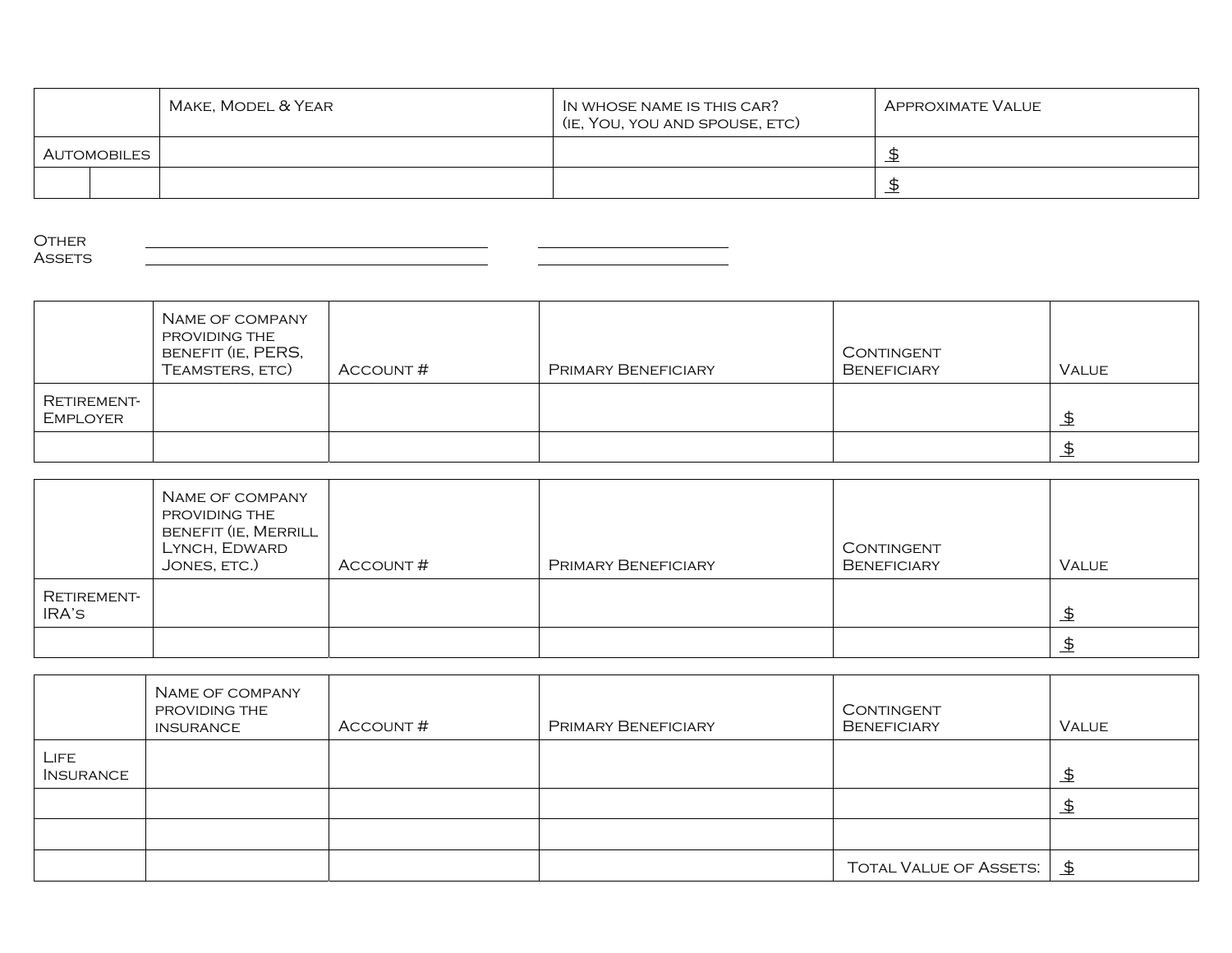| | Make, Model & Year | In whose name is this car? (ie, You, you and spouse, etc) | Approximate Value |
|---|---|---|---|
| Automobiles | | | $ |
| | | | $ |

Other Assets ______________________________ ________________

______________________________ ________________

| | Name of company providing the benefit (ie, PERS, Teamsters, etc) | Account # | Primary Beneficiary | Contingent Beneficiary | Value |
|---|---|---|---|---|---|
| Retirement-Employer | | | | | $ |
| | | | | | $ |

| | Name of company providing the benefit (ie, Merrill Lynch, Edward Jones, etc.) | Account # | Primary Beneficiary | Contingent Beneficiary | Value |
|---|---|---|---|---|---|
| Retirement-IRA's | | | | | $ |
| | | | | | $ |

| | Name of company providing the insurance | Account # | Primary Beneficiary | Contingent Beneficiary | Value |
|---|---|---|---|---|---|
| Life Insurance | | | | | $ |
| | | | | | $ |
| | | | | | |
| | | | | Total Value of Assets: | $ |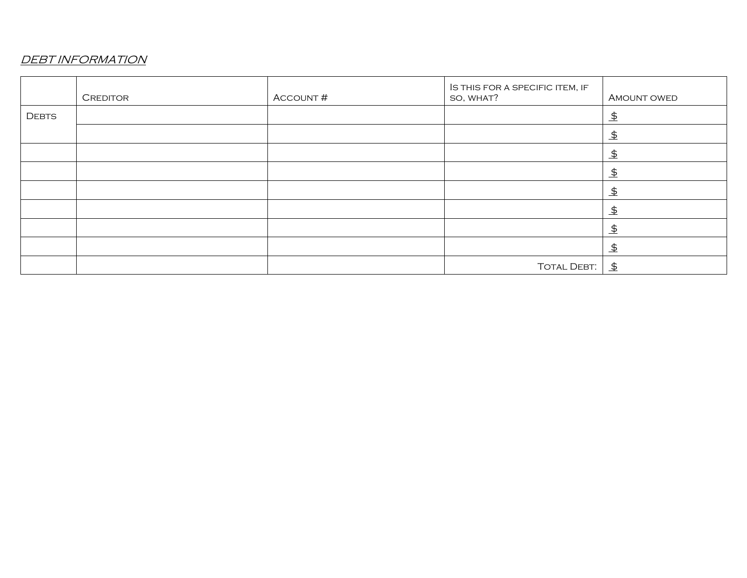*DEBT INFORMATION*

| | Creditor | Account # | Is this for a specific item, if so, what? | Amount owed |
|---|---|---|---|---|
| Debts | | | | $ |
| | | | | $ |
| | | | | $ |
| | | | | $ |
| | | | | $ |
| | | | | $ |
| | | | | $ |
| | | | | $ |
| | | | Total Debt: | $ |